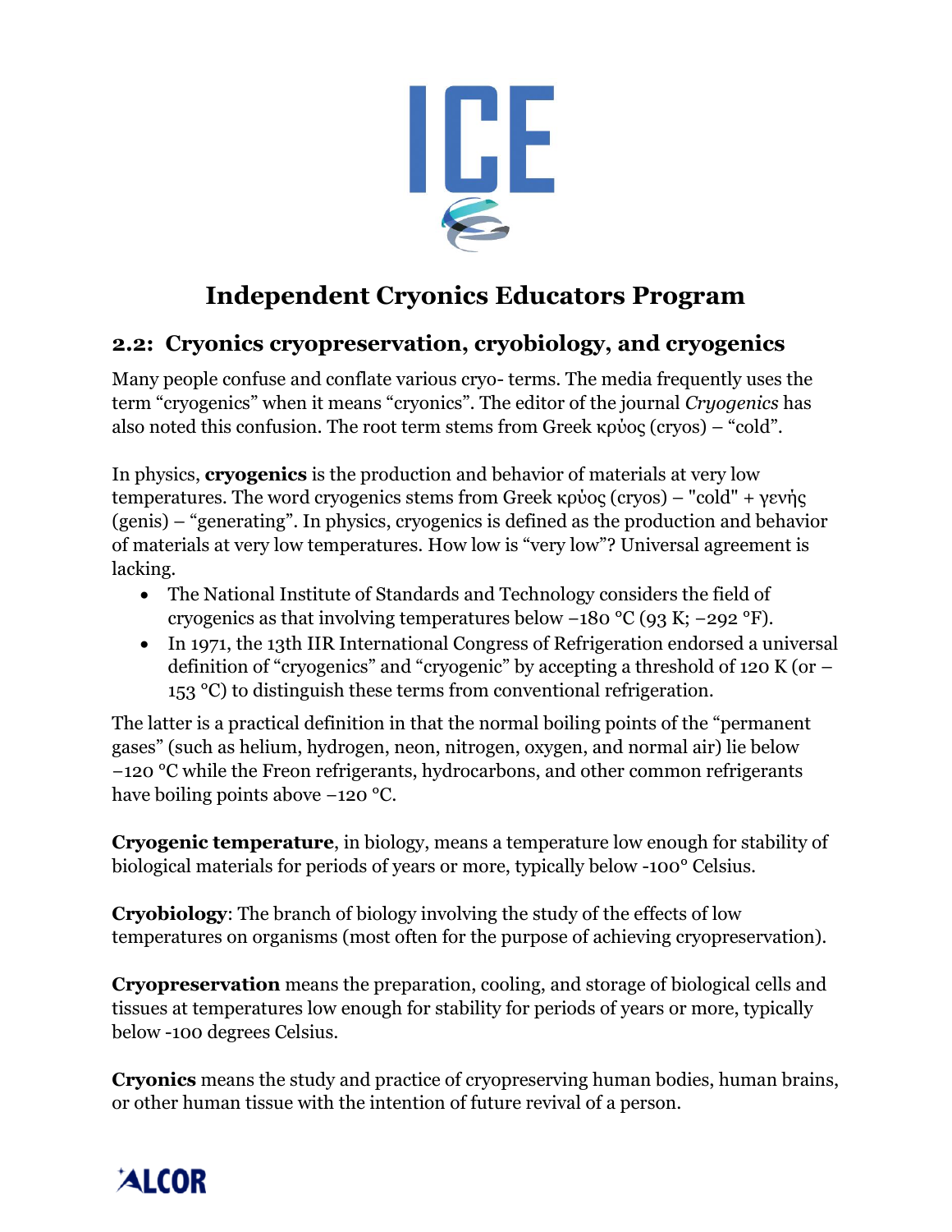# Independent Cryonics Educators Program

## 2.2: Cryonics cryopreservation, cryobiology, and cryogenics

Many people confuse and conflate various cryo- terms. The media frequently uses the term "cryogenics" when it means "cryonics". The editor of the journal *Cryogenics* has also noted this confusion. The root term stems from Greek κρύος (cryos) – "cold".

In physics, **cryogenics** is the production and behavior of materials at very low temperatures. The word cryogenics stems from Greek κρύος (cryos) – "cold" + γενής (genis) – "generating". In physics, cryogenics is defined as the production and behavior of materials at very low temperatures. How low is "very low"? Universal agreement is lacking.

- The National Institute of Standards and Technology considers the field of cryogenics as that involving temperatures below −180 °C (93 K; −292 °F).
- In 1971, the 13th IIR International Congress of Refrigeration endorsed a universal definition of "cryogenics" and "cryogenic" by accepting a threshold of 120 K (or –153 °C) to distinguish these terms from conventional refrigeration.

The latter is a practical definition in that the normal boiling points of the "permanent gases" (such as helium, hydrogen, neon, nitrogen, oxygen, and normal air) lie below −120 °C while the Freon refrigerants, hydrocarbons, and other common refrigerants have boiling points above −120 °C.

**Cryogenic temperature**, in biology, means a temperature low enough for stability of biological materials for periods of years or more, typically below -100° Celsius.

**Cryobiology**: The branch of biology involving the study of the effects of low temperatures on organisms (most often for the purpose of achieving cryopreservation).

**Cryopreservation** means the preparation, cooling, and storage of biological cells and tissues at temperatures low enough for stability for periods of years or more, typically below -100 degrees Celsius.

**Cryonics** means the study and practice of cryopreserving human bodies, human brains, or other human tissue with the intention of future revival of a person.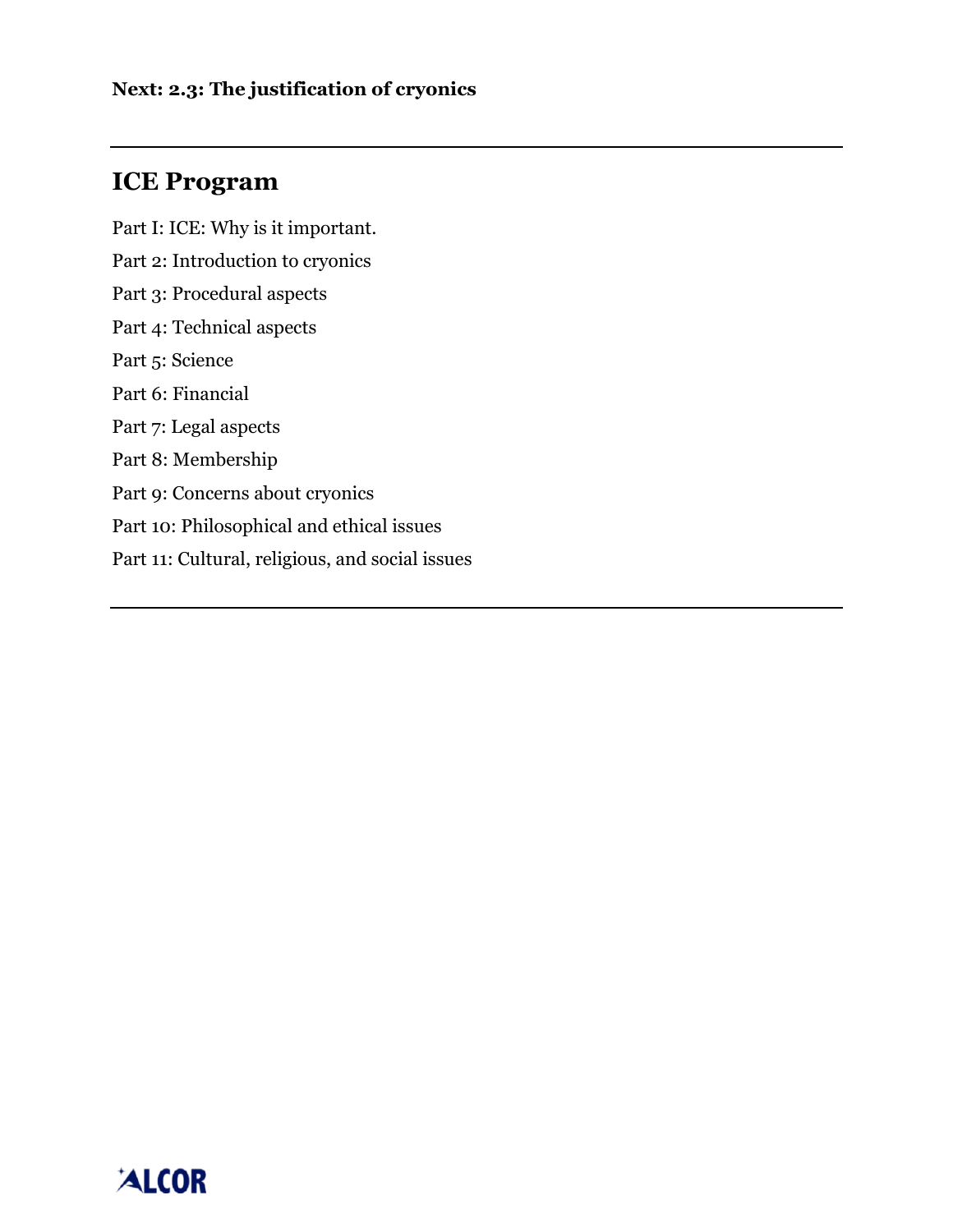**Next: 2.3: The justification of cryonics**

---

## ICE Program

Part I: ICE: Why is it important.

Part 2: Introduction to cryonics

Part 3: Procedural aspects

Part 4: Technical aspects

Part 5: Science

Part 6: Financial

Part 7: Legal aspects

Part 8: Membership

Part 9: Concerns about cryonics

Part 10: Philosophical and ethical issues

Part 11: Cultural, religious, and social issues

---